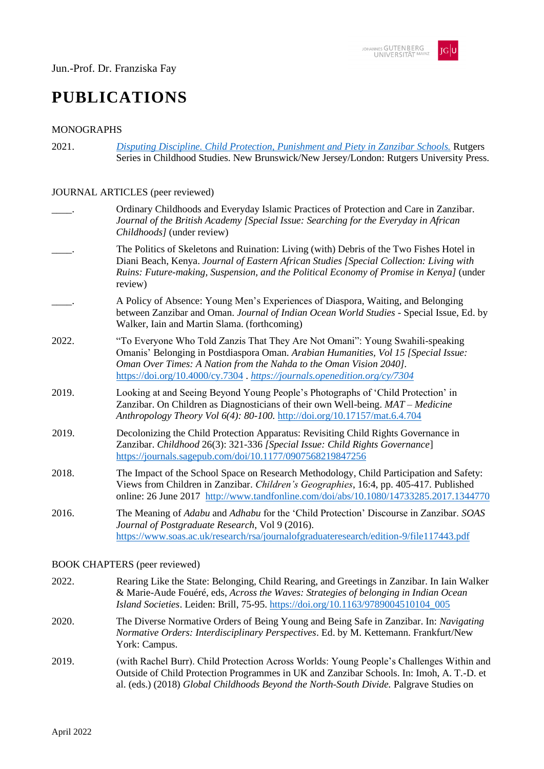Jun.-Prof. Dr. Franziska Fay

# PUBLICATIONS

## MONOGRAPHS

2021. [*Disputing Discipline. Child Protection, Punishment and Piety in Zanzibar Schools.*]() Rutgers Series in Childhood Studies. New Brunswick/New Jersey/London: Rutgers University Press.

## JOURNAL ARTICLES (peer reviewed)

____. Ordinary Childhoods and Everyday Islamic Practices of Protection and Care in Zanzibar. *Journal of the British Academy [Special Issue: Searching for the Everyday in African Childhoods]* (under review)

____. The Politics of Skeletons and Ruination: Living (with) Debris of the Two Fishes Hotel in Diani Beach, Kenya. *Journal of Eastern African Studies [Special Collection: Living with Ruins: Future-making, Suspension, and the Political Economy of Promise in Kenya]* (under review)

____. A Policy of Absence: Young Men's Experiences of Diaspora, Waiting, and Belonging between Zanzibar and Oman. *Journal of Indian Ocean World Studies* - Special Issue, Ed. by Walker, Iain and Martin Slama. (forthcoming)

2022. "To Everyone Who Told Zanzis That They Are Not Omani": Young Swahili-speaking Omanis' Belonging in Postdiaspora Oman. *Arabian Humanities, Vol 15 [Special Issue: Oman Over Times: A Nation from the Nahda to the Oman Vision 2040].* https://doi.org/10.4000/cy.7304 . *https://journals.openedition.org/cy/7304*

2019. Looking at and Seeing Beyond Young People's Photographs of 'Child Protection' in Zanzibar. On Children as Diagnosticians of their own Well-being. *MAT – Medicine Anthropology Theory Vol 6(4): 80-100.* http://doi.org/10.17157/mat.6.4.704

2019. Decolonizing the Child Protection Apparatus: Revisiting Child Rights Governance in Zanzibar. *Childhood* 26(3): 321-336 *[Special Issue: Child Rights Governance]* https://journals.sagepub.com/doi/10.1177/0907568219847256

2018. The Impact of the School Space on Research Methodology, Child Participation and Safety: Views from Children in Zanzibar. *Children's Geographies*, 16:4, pp. 405-417. Published online: 26 June 2017 http://www.tandfonline.com/doi/abs/10.1080/14733285.2017.1344770

2016. The Meaning of *Adabu* and *Adhabu* for the 'Child Protection' Discourse in Zanzibar. *SOAS Journal of Postgraduate Research*, Vol 9 (2016). https://www.soas.ac.uk/research/rsa/journalofgraduateresearch/edition-9/file117443.pdf

## BOOK CHAPTERS (peer reviewed)

2022. Rearing Like the State: Belonging, Child Rearing, and Greetings in Zanzibar. In Iain Walker & Marie-Aude Fouéré, eds, *Across the Waves: Strategies of belonging in Indian Ocean Island Societies*. Leiden: Brill, 75-95. https://doi.org/10.1163/9789004510104_005

2020. The Diverse Normative Orders of Being Young and Being Safe in Zanzibar. In: *Navigating Normative Orders: Interdisciplinary Perspectives*. Ed. by M. Kettemann. Frankfurt/New York: Campus.

2019. (with Rachel Burr). Child Protection Across Worlds: Young People's Challenges Within and Outside of Child Protection Programmes in UK and Zanzibar Schools. In: Imoh, A. T.-D. et al. (eds.) (2018) *Global Childhoods Beyond the North-South Divide.* Palgrave Studies on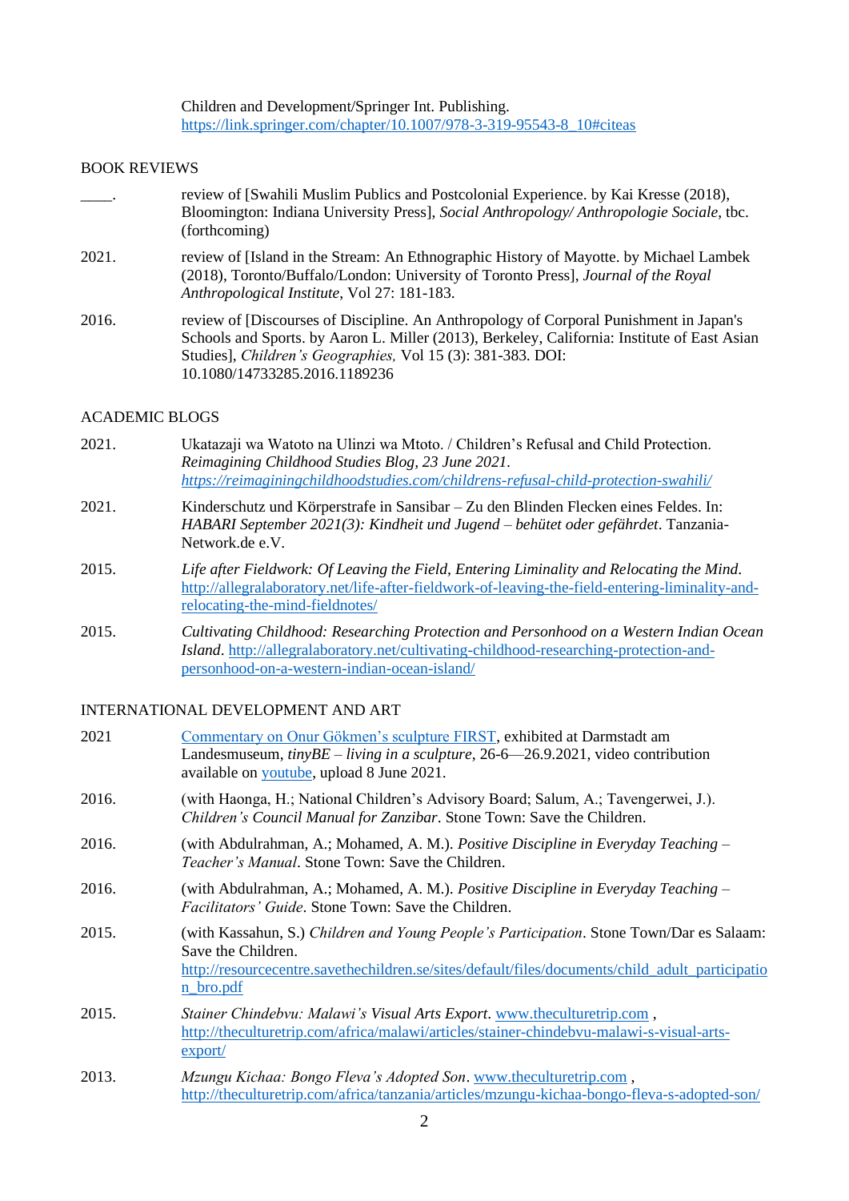Children and Development/Springer Int. Publishing. https://link.springer.com/chapter/10.1007/978-3-319-95543-8_10#citeas

## BOOK REVIEWS

____. review of [Swahili Muslim Publics and Postcolonial Experience. by Kai Kresse (2018), Bloomington: Indiana University Press], *Social Anthropology/ Anthropologie Sociale*, tbc. (forthcoming)

2021. review of [Island in the Stream: An Ethnographic History of Mayotte. by Michael Lambek (2018), Toronto/Buffalo/London: University of Toronto Press], *Journal of the Royal Anthropological Institute*, Vol 27: 181-183.

2016. review of [Discourses of Discipline. An Anthropology of Corporal Punishment in Japan's Schools and Sports. by Aaron L. Miller (2013), Berkeley, California: Institute of East Asian Studies], *Children's Geographies,* Vol 15 (3): 381-383. DOI: 10.1080/14733285.2016.1189236

## ACADEMIC BLOGS

2021. Ukatazaji wa Watoto na Ulinzi wa Mtoto. / Children's Refusal and Child Protection. *Reimagining Childhood Studies Blog, 23 June 2021. https://reimaginingchildhoodstudies.com/childrens-refusal-child-protection-swahili/*

2021. Kinderschutz und Körperstrafe in Sansibar – Zu den Blinden Flecken eines Feldes. In: *HABARI September 2021(3): Kindheit und Jugend – behütet oder gefährdet*. Tanzania-Network.de e.V.

2015. *Life after Fieldwork: Of Leaving the Field, Entering Liminality and Relocating the Mind*. http://allegralaboratory.net/life-after-fieldwork-of-leaving-the-field-entering-liminality-and-relocating-the-mind-fieldnotes/

2015. *Cultivating Childhood: Researching Protection and Personhood on a Western Indian Ocean Island*. http://allegralaboratory.net/cultivating-childhood-researching-protection-and-personhood-on-a-western-indian-ocean-island/

## INTERNATIONAL DEVELOPMENT AND ART

2021 Commentary on Onur Gökmen's sculpture FIRST, exhibited at Darmstadt am Landesmuseum, *tinyBE – living in a sculpture*, 26-6—26.9.2021, video contribution available on youtube, upload 8 June 2021.

2016. (with Haonga, H.; National Children's Advisory Board; Salum, A.; Tavengerwei, J.). *Children's Council Manual for Zanzibar*. Stone Town: Save the Children.

2016. (with Abdulrahman, A.; Mohamed, A. M.). *Positive Discipline in Everyday Teaching – Teacher's Manual*. Stone Town: Save the Children.

2016. (with Abdulrahman, A.; Mohamed, A. M.). *Positive Discipline in Everyday Teaching – Facilitators' Guide*. Stone Town: Save the Children.

2015. (with Kassahun, S.) *Children and Young People's Participation*. Stone Town/Dar es Salaam: Save the Children. http://resourcecentre.savethechildren.se/sites/default/files/documents/child_adult_participation_bro.pdf

2015. *Stainer Chindebvu: Malawi's Visual Arts Export*. www.theculturetrip.com , http://theculturetrip.com/africa/malawi/articles/stainer-chindebvu-malawi-s-visual-arts-export/

2013. *Mzungu Kichaa: Bongo Fleva's Adopted Son*. www.theculturetrip.com , http://theculturetrip.com/africa/tanzania/articles/mzungu-kichaa-bongo-fleva-s-adopted-son/